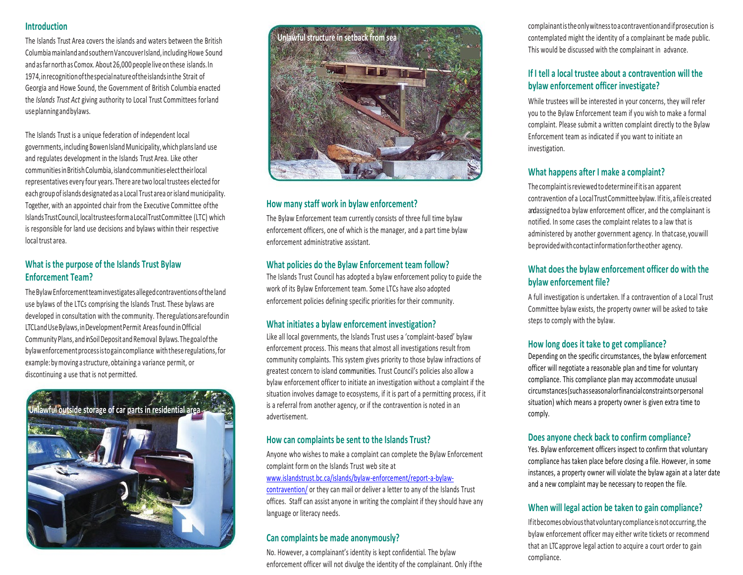## Introduction

The Islands Trust Area covers the islands and waters between the British Columbia mainland and southern Vancouver Island, including Howe Sound and as far north as Comox. About 26,000 people live on these islands. In 1974, in recognition of the special nature of the islands in the Strait of Georgia and Howe Sound, the Government of British Columbia enacted the *Islands Trust Act* giving authority to Local Trust Committees for land use planning and bylaws.

The Islands Trust is a unique federation of independent local governments, including Bowen Island Municipality, which plans land use and regulates development in the Islands Trust Area. Like other communities in British Columbia, island communities elect their local representatives every four years. There are two local trustees elected for each group of islands designated as a Local Trust area or island municipality. Together, with an appointed chair from the Executive Committee of the Islands Trust Council, local trustees form a Local Trust Committee (LTC) which is responsible for land use decisions and bylaws within their respective local trust area.

## What is the purpose of the Islands Trust Bylaw Enforcement Team?

The Bylaw Enforcement team investigates alleged contraventions of the land use bylaws of the LTCs comprising the Islands Trust. These bylaws are developed in consultation with the community. The regulations are found in LTC Land Use Bylaws, in Development Permit Areas found in Official Community Plans, and in Soil Deposit and Removal Bylaws. The goal of the bylaw enforcement process is to gain compliance with these regulations, for example: by moving a structure, obtaining a variance permit, or discontinuing a use that is not permitted.

Unlawful outside storage of car parts in residential area

Unlawful structure in setback from sea

## How many staff work in bylaw enforcement?

The Bylaw Enforcement team currently consists of three full time bylaw enforcement officers, one of which is the manager, and a part time bylaw enforcement administrative assistant.

## What policies do the Bylaw Enforcement team follow?

The Islands Trust Council has adopted a bylaw enforcement policy to guide the work of its Bylaw Enforcement team. Some LTCs have also adopted enforcement policies defining specific priorities for their community.

## What initiates a bylaw enforcement investigation?

Like all local governments, the Islands Trust uses a 'complaint-based' bylaw enforcement process. This means that almost all investigations result from community complaints. This system gives priority to those bylaw infractions of greatest concern to island communities. Trust Council's policies also allow a bylaw enforcement officer to initiate an investigation without a complaint if the situation involves damage to ecosystems, if it is part of a permitting process, if it is a referral from another agency, or if the contravention is noted in an advertisement.

## How can complaints be sent to the Islands Trust?

Anyone who wishes to make a complaint can complete the Bylaw Enforcement complaint form on the Islands Trust web site at www.islandstrust.bc.ca/islands/bylaw-enforcement/report-a-bylaw-contravention/ or they can mail or deliver a letter to any of the Islands Trust offices. Staff can assist anyone in writing the complaint if they should have any language or literacy needs.

## Can complaints be made anonymously?

No. However, a complainant's identity is kept confidential. The bylaw enforcement officer will not divulge the identity of the complainant. Only if the complainant is the only witness to a contravention and if prosecution is contemplated might the identity of a complainant be made public. This would be discussed with the complainant in advance.

## If I tell a local trustee about a contravention will the bylaw enforcement officer investigate?

While trustees will be interested in your concerns, they will refer you to the Bylaw Enforcement team if you wish to make a formal complaint. Please submit a written complaint directly to the Bylaw Enforcement team as indicated if you want to initiate an investigation.

## What happens after I make a complaint?

The complaint is reviewed to determine if it is an apparent contravention of a Local Trust Committee bylaw. If it is, a file is created and assigned to a bylaw enforcement officer, and the complainant is notified. In some cases the complaint relates to a law that is administered by another government agency. In that case, you will be provided with contact information for the other agency.

## What does the bylaw enforcement officer do with the bylaw enforcement file?

A full investigation is undertaken. If a contravention of a Local Trust Committee bylaw exists, the property owner will be asked to take steps to comply with the bylaw.

## How long does it take to get compliance?

Depending on the specific circumstances, the bylaw enforcement officer will negotiate a reasonable plan and time for voluntary compliance. This compliance plan may accommodate unusual circumstances (such as seasonal or financial constraints or personal situation) which means a property owner is given extra time to comply.

## Does anyone check back to confirm compliance?

Yes. Bylaw enforcement officers inspect to confirm that voluntary compliance has taken place before closing a file. However, in some instances, a property owner will violate the bylaw again at a later date and a new complaint may be necessary to reopen the file.

## When will legal action be taken to gain compliance?

If it becomes obvious that voluntary compliance is not occurring, the bylaw enforcement officer may either write tickets or recommend that an LTC approve legal action to acquire a court order to gain compliance.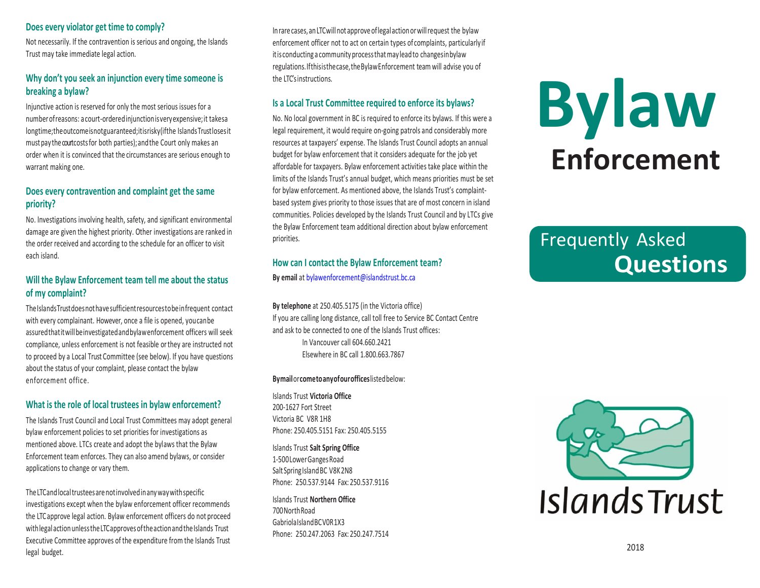### Does every violator get time to comply?

Not necessarily. If the contravention is serious and ongoing, the Islands Trust may take immediate legal action.

### Why don't you seek an injunction every time someone is breaking a bylaw?

Injunctive action is reserved for only the most serious issues for a number of reasons: a court-ordered injunction is very expensive; it takes a long time; the outcome is not guaranteed; it is risky (if the Islands Trust loses it must pay the court costs for both parties); and the Court only makes an order when it is convinced that the circumstances are serious enough to warrant making one.

### Does every contravention and complaint get the same priority?

No. Investigations involving health, safety, and significant environmental damage are given the highest priority. Other investigations are ranked in the order received and according to the schedule for an officer to visit each island.

### Will the Bylaw Enforcement team tell me about the status of my complaint?

The Islands Trust does not have sufficient resources to be in frequent contact with every complainant. However, once a file is opened, you can be assured that it will be investigated and bylaw enforcement officers will seek compliance, unless enforcement is not feasible or they are instructed not to proceed by a Local Trust Committee (see below). If you have questions about the status of your complaint, please contact the bylaw enforcement office.

### What is the role of local trustees in bylaw enforcement?

The Islands Trust Council and Local Trust Committees may adopt general bylaw enforcement policies to set priorities for investigations as mentioned above. LTCs create and adopt the bylaws that the Bylaw Enforcement team enforces. They can also amend bylaws, or consider applications to change or vary them.

The LTC and local trustees are not involved in any way with specific investigations except when the bylaw enforcement officer recommends the LTC approve legal action. Bylaw enforcement officers do not proceed with legal action unless the LTC approves of the action and the Islands Trust Executive Committee approves of the expenditure from the Islands Trust legal budget.

In rare cases, an LTC will not approve of legal action or will request the bylaw enforcement officer not to act on certain types of complaints, particularly if it is conducting a community process that may lead to changes in bylaw regulations. If this is the case, the Bylaw Enforcement team will advise you of the LTC's instructions.

### Is a Local Trust Committee required to enforce its bylaws?

No. No local government in BC is required to enforce its bylaws. If this were a legal requirement, it would require on-going patrols and considerably more resources at taxpayers' expense. The Islands Trust Council adopts an annual budget for bylaw enforcement that it considers adequate for the job yet affordable for taxpayers. Bylaw enforcement activities take place within the limits of the Islands Trust's annual budget, which means priorities must be set for bylaw enforcement. As mentioned above, the Islands Trust's complaint-based system gives priority to those issues that are of most concern in island communities. Policies developed by the Islands Trust Council and by LTCs give the Bylaw Enforcement team additional direction about bylaw enforcement priorities.

### How can I contact the Bylaw Enforcement team?

**By email** at bylawenforcement@islandstrust.bc.ca

**By telephone** at 250.405.5175 (in the Victoria office)
If you are calling long distance, call toll free to Service BC Contact Centre and ask to be connected to one of the Islands Trust offices:
In Vancouver call 604.660.2421
Elsewhere in BC call 1.800.663.7867

**By mail** or **come to any of our offices** listed below:

Islands Trust **Victoria Office**
200-1627 Fort Street
Victoria BC V8R 1H8
Phone: 250.405.5151 Fax: 250.405.5155

Islands Trust **Salt Spring Office**
1-500 Lower Ganges Road
Salt Spring Island BC V8K 2N8
Phone: 250.537.9144 Fax: 250.537.9116

Islands Trust **Northern Office**
700 North Road
Gabriola Island BC V0R 1X3
Phone: 250.247.2063 Fax: 250.247.7514

# Bylaw Enforcement

## Frequently Asked Questions

Islands Trust

2018